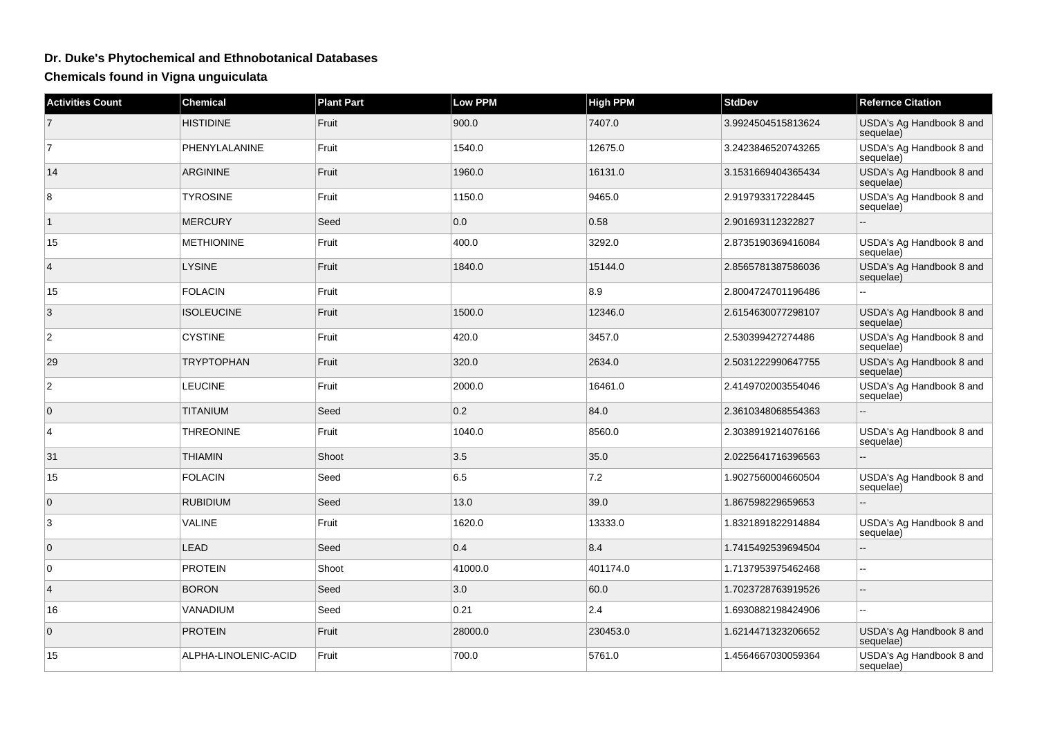# Dr. Duke's Phytochemical and Ethnobotanical Databases

## Chemicals found in Vigna unguiculata

| Activities Count | Chemical | Plant Part | Low PPM | High PPM | StdDev | Refernce Citation |
|---|---|---|---|---|---|---|
| 7 | HISTIDINE | Fruit | 900.0 | 7407.0 | 3.9924504515813624 | USDA's Ag Handbook 8 and sequelae) |
| 7 | PHENYLALANINE | Fruit | 1540.0 | 12675.0 | 3.2423846520743265 | USDA's Ag Handbook 8 and sequelae) |
| 14 | ARGININE | Fruit | 1960.0 | 16131.0 | 3.1531669404365434 | USDA's Ag Handbook 8 and sequelae) |
| 8 | TYROSINE | Fruit | 1150.0 | 9465.0 | 2.919793317228445 | USDA's Ag Handbook 8 and sequelae) |
| 1 | MERCURY | Seed | 0.0 | 0.58 | 2.901693112322827 | -- |
| 15 | METHIONINE | Fruit | 400.0 | 3292.0 | 2.8735190369416084 | USDA's Ag Handbook 8 and sequelae) |
| 4 | LYSINE | Fruit | 1840.0 | 15144.0 | 2.8565781387586036 | USDA's Ag Handbook 8 and sequelae) |
| 15 | FOLACIN | Fruit | | 8.9 | 2.8004724701196486 | -- |
| 3 | ISOLEUCINE | Fruit | 1500.0 | 12346.0 | 2.6154630077298107 | USDA's Ag Handbook 8 and sequelae) |
| 2 | CYSTINE | Fruit | 420.0 | 3457.0 | 2.530399427274486 | USDA's Ag Handbook 8 and sequelae) |
| 29 | TRYPTOPHAN | Fruit | 320.0 | 2634.0 | 2.5031222990647755 | USDA's Ag Handbook 8 and sequelae) |
| 2 | LEUCINE | Fruit | 2000.0 | 16461.0 | 2.4149702003554046 | USDA's Ag Handbook 8 and sequelae) |
| 0 | TITANIUM | Seed | 0.2 | 84.0 | 2.3610348068554363 | -- |
| 4 | THREONINE | Fruit | 1040.0 | 8560.0 | 2.3038919214076166 | USDA's Ag Handbook 8 and sequelae) |
| 31 | THIAMIN | Shoot | 3.5 | 35.0 | 2.0225641716396563 | -- |
| 15 | FOLACIN | Seed | 6.5 | 7.2 | 1.9027560004660504 | USDA's Ag Handbook 8 and sequelae) |
| 0 | RUBIDIUM | Seed | 13.0 | 39.0 | 1.867598229659653 | -- |
| 3 | VALINE | Fruit | 1620.0 | 13333.0 | 1.8321891822914884 | USDA's Ag Handbook 8 and sequelae) |
| 0 | LEAD | Seed | 0.4 | 8.4 | 1.7415492539694504 | -- |
| 0 | PROTEIN | Shoot | 41000.0 | 401174.0 | 1.7137953975462468 | -- |
| 4 | BORON | Seed | 3.0 | 60.0 | 1.7023728763919526 | -- |
| 16 | VANADIUM | Seed | 0.21 | 2.4 | 1.6930882198424906 | -- |
| 0 | PROTEIN | Fruit | 28000.0 | 230453.0 | 1.6214471323206652 | USDA's Ag Handbook 8 and sequelae) |
| 15 | ALPHA-LINOLENIC-ACID | Fruit | 700.0 | 5761.0 | 1.4564667030059364 | USDA's Ag Handbook 8 and sequelae) |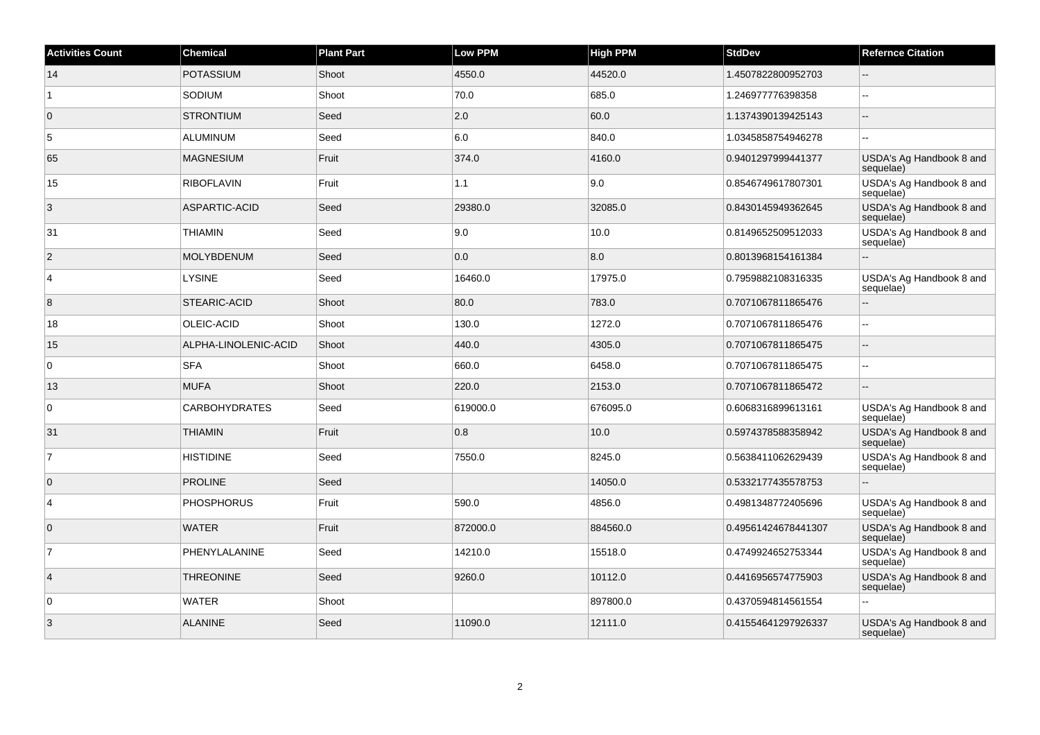| Activities Count | Chemical | Plant Part | Low PPM | High PPM | StdDev | Refernce Citation |
| --- | --- | --- | --- | --- | --- | --- |
| 14 | POTASSIUM | Shoot | 4550.0 | 44520.0 | 1.4507822800952703 | -- |
| 1 | SODIUM | Shoot | 70.0 | 685.0 | 1.246977776398358 | -- |
| 0 | STRONTIUM | Seed | 2.0 | 60.0 | 1.1374390139425143 | -- |
| 5 | ALUMINUM | Seed | 6.0 | 840.0 | 1.0345858754946278 | -- |
| 65 | MAGNESIUM | Fruit | 374.0 | 4160.0 | 0.9401297999441377 | USDA's Ag Handbook 8 and sequelae) |
| 15 | RIBOFLAVIN | Fruit | 1.1 | 9.0 | 0.8546749617807301 | USDA's Ag Handbook 8 and sequelae) |
| 3 | ASPARTIC-ACID | Seed | 29380.0 | 32085.0 | 0.8430145949362645 | USDA's Ag Handbook 8 and sequelae) |
| 31 | THIAMIN | Seed | 9.0 | 10.0 | 0.8149652509512033 | USDA's Ag Handbook 8 and sequelae) |
| 2 | MOLYBDENUM | Seed | 0.0 | 8.0 | 0.8013968154161384 | -- |
| 4 | LYSINE | Seed | 16460.0 | 17975.0 | 0.7959882108316335 | USDA's Ag Handbook 8 and sequelae) |
| 8 | STEARIC-ACID | Shoot | 80.0 | 783.0 | 0.7071067811865476 | -- |
| 18 | OLEIC-ACID | Shoot | 130.0 | 1272.0 | 0.7071067811865476 | -- |
| 15 | ALPHA-LINOLENIC-ACID | Shoot | 440.0 | 4305.0 | 0.7071067811865475 | -- |
| 0 | SFA | Shoot | 660.0 | 6458.0 | 0.7071067811865475 | -- |
| 13 | MUFA | Shoot | 220.0 | 2153.0 | 0.7071067811865472 | -- |
| 0 | CARBOHYDRATES | Seed | 619000.0 | 676095.0 | 0.6068316899613161 | USDA's Ag Handbook 8 and sequelae) |
| 31 | THIAMIN | Fruit | 0.8 | 10.0 | 0.5974378588358942 | USDA's Ag Handbook 8 and sequelae) |
| 7 | HISTIDINE | Seed | 7550.0 | 8245.0 | 0.5638411062629439 | USDA's Ag Handbook 8 and sequelae) |
| 0 | PROLINE | Seed | | 14050.0 | 0.5332177435578753 | -- |
| 4 | PHOSPHORUS | Fruit | 590.0 | 4856.0 | 0.4981348772405696 | USDA's Ag Handbook 8 and sequelae) |
| 0 | WATER | Fruit | 872000.0 | 884560.0 | 0.49561424678441307 | USDA's Ag Handbook 8 and sequelae) |
| 7 | PHENYLALANINE | Seed | 14210.0 | 15518.0 | 0.4749924652753344 | USDA's Ag Handbook 8 and sequelae) |
| 4 | THREONINE | Seed | 9260.0 | 10112.0 | 0.4416956574775903 | USDA's Ag Handbook 8 and sequelae) |
| 0 | WATER | Shoot | | 897800.0 | 0.4370594814561554 | -- |
| 3 | ALANINE | Seed | 11090.0 | 12111.0 | 0.41554641297926337 | USDA's Ag Handbook 8 and sequelae) |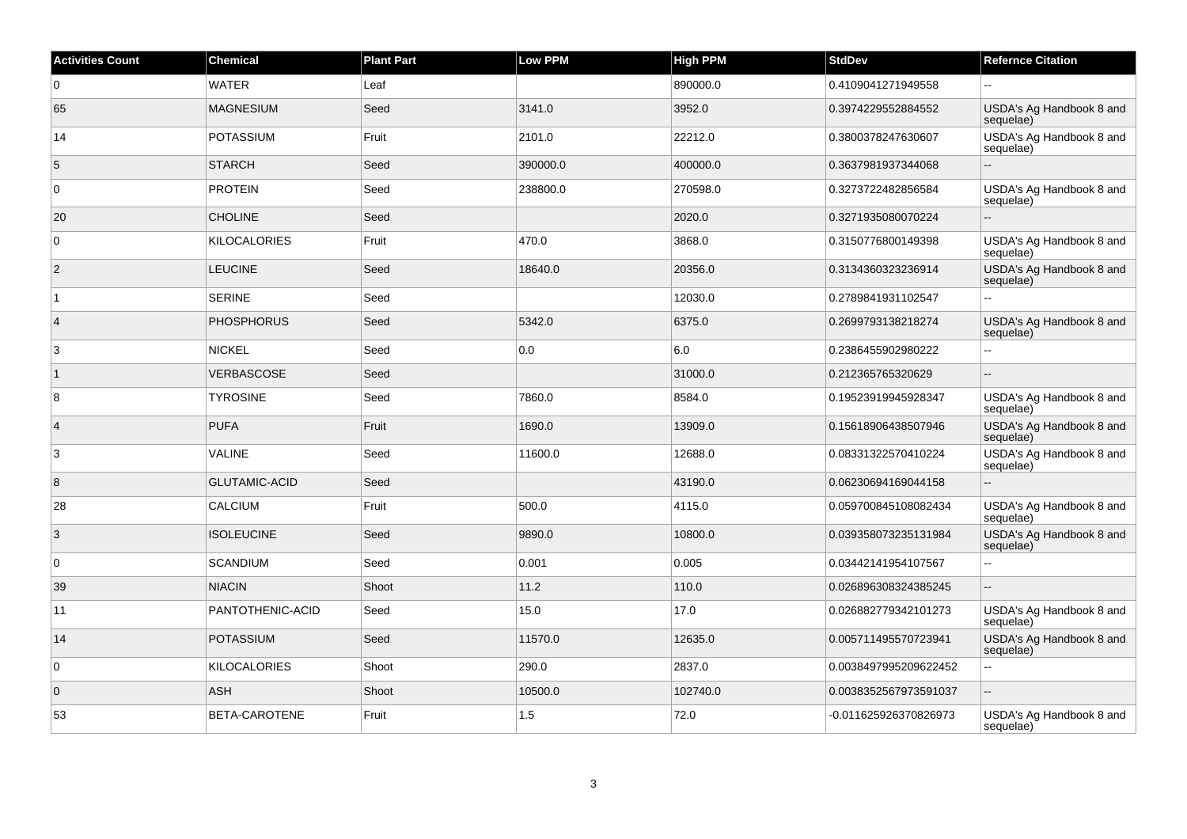| Activities Count | Chemical | Plant Part | Low PPM | High PPM | StdDev | Refernce Citation |
| --- | --- | --- | --- | --- | --- | --- |
| 0 | WATER | Leaf | | 890000.0 | 0.4109041271949558 | -- |
| 65 | MAGNESIUM | Seed | 3141.0 | 3952.0 | 0.3974229552884552 | USDA's Ag Handbook 8 and sequelae) |
| 14 | POTASSIUM | Fruit | 2101.0 | 22212.0 | 0.3800378247630607 | USDA's Ag Handbook 8 and sequelae) |
| 5 | STARCH | Seed | 390000.0 | 400000.0 | 0.3637981937344068 | -- |
| 0 | PROTEIN | Seed | 238800.0 | 270598.0 | 0.3273722482856584 | USDA's Ag Handbook 8 and sequelae) |
| 20 | CHOLINE | Seed | | 2020.0 | 0.3271935080070224 | -- |
| 0 | KILOCALORIES | Fruit | 470.0 | 3868.0 | 0.3150776800149398 | USDA's Ag Handbook 8 and sequelae) |
| 2 | LEUCINE | Seed | 18640.0 | 20356.0 | 0.3134360323236914 | USDA's Ag Handbook 8 and sequelae) |
| 1 | SERINE | Seed | | 12030.0 | 0.2789841931102547 | -- |
| 4 | PHOSPHORUS | Seed | 5342.0 | 6375.0 | 0.2699793138218274 | USDA's Ag Handbook 8 and sequelae) |
| 3 | NICKEL | Seed | 0.0 | 6.0 | 0.2386455902980222 | -- |
| 1 | VERBASCOSE | Seed | | 31000.0 | 0.212365765320629 | -- |
| 8 | TYROSINE | Seed | 7860.0 | 8584.0 | 0.19523919945928347 | USDA's Ag Handbook 8 and sequelae) |
| 4 | PUFA | Fruit | 1690.0 | 13909.0 | 0.15618906438507946 | USDA's Ag Handbook 8 and sequelae) |
| 3 | VALINE | Seed | 11600.0 | 12688.0 | 0.08331322570410224 | USDA's Ag Handbook 8 and sequelae) |
| 8 | GLUTAMIC-ACID | Seed | | 43190.0 | 0.06230694169044158 | -- |
| 28 | CALCIUM | Fruit | 500.0 | 4115.0 | 0.059700845108082434 | USDA's Ag Handbook 8 and sequelae) |
| 3 | ISOLEUCINE | Seed | 9890.0 | 10800.0 | 0.039358073235131984 | USDA's Ag Handbook 8 and sequelae) |
| 0 | SCANDIUM | Seed | 0.001 | 0.005 | 0.03442141954107567 | -- |
| 39 | NIACIN | Shoot | 11.2 | 110.0 | 0.026896308324385245 | -- |
| 11 | PANTOTHENIC-ACID | Seed | 15.0 | 17.0 | 0.026882779342101273 | USDA's Ag Handbook 8 and sequelae) |
| 14 | POTASSIUM | Seed | 11570.0 | 12635.0 | 0.005711495570723941 | USDA's Ag Handbook 8 and sequelae) |
| 0 | KILOCALORIES | Shoot | 290.0 | 2837.0 | 0.0038497995209622452 | -- |
| 0 | ASH | Shoot | 10500.0 | 102740.0 | 0.0038352567973591037 | -- |
| 53 | BETA-CAROTENE | Fruit | 1.5 | 72.0 | -0.011625926370826973 | USDA's Ag Handbook 8 and sequelae) |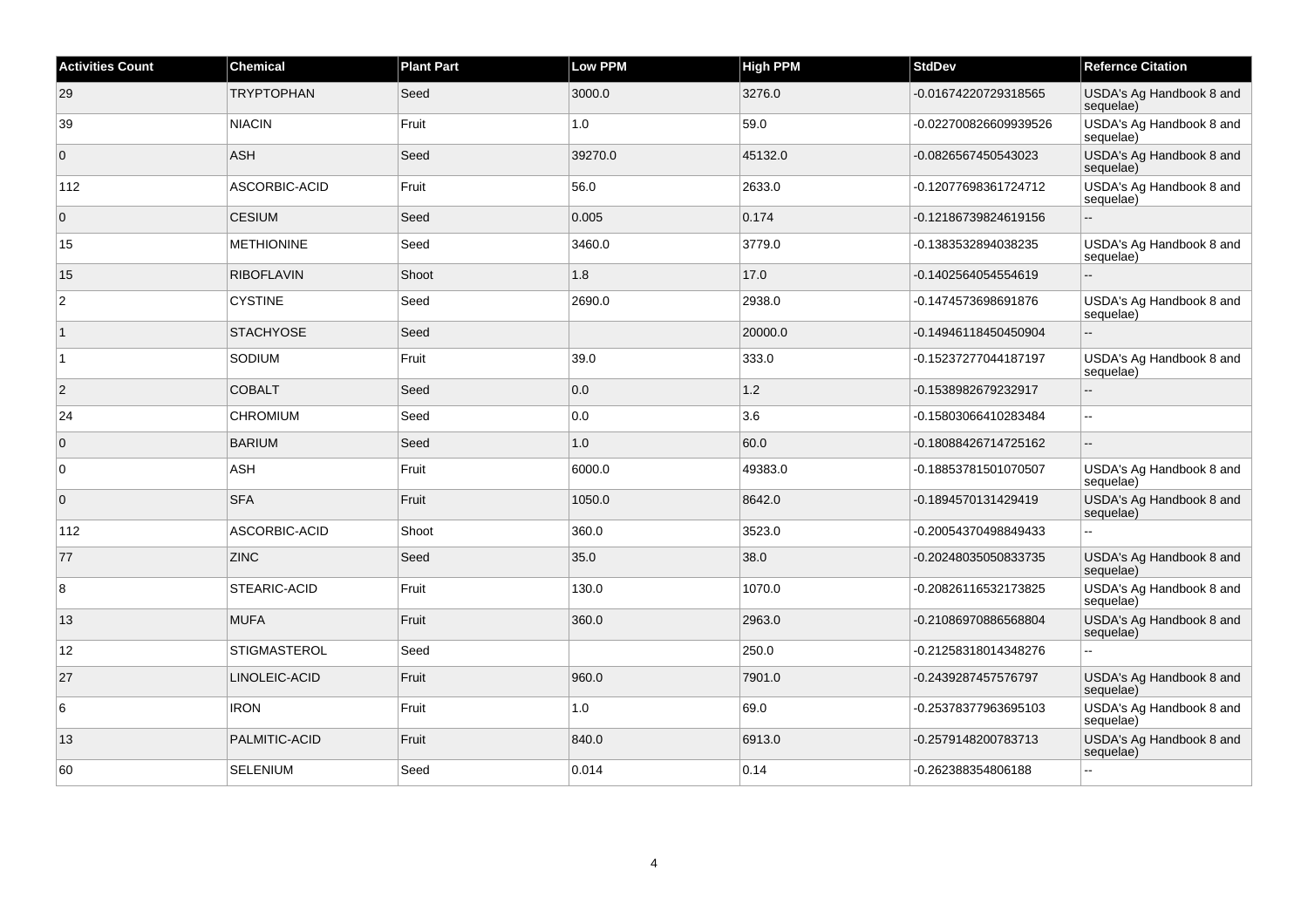| Activities Count | Chemical | Plant Part | Low PPM | High PPM | StdDev | Refernce Citation |
|---|---|---|---|---|---|---|
| 29 | TRYPTOPHAN | Seed | 3000.0 | 3276.0 | -0.01674220729318565 | USDA's Ag Handbook 8 and sequelae) |
| 39 | NIACIN | Fruit | 1.0 | 59.0 | -0.022700826609939526 | USDA's Ag Handbook 8 and sequelae) |
| 0 | ASH | Seed | 39270.0 | 45132.0 | -0.0826567450543023 | USDA's Ag Handbook 8 and sequelae) |
| 112 | ASCORBIC-ACID | Fruit | 56.0 | 2633.0 | -0.12077698361724712 | USDA's Ag Handbook 8 and sequelae) |
| 0 | CESIUM | Seed | 0.005 | 0.174 | -0.12186739824619156 | -- |
| 15 | METHIONINE | Seed | 3460.0 | 3779.0 | -0.1383532894038235 | USDA's Ag Handbook 8 and sequelae) |
| 15 | RIBOFLAVIN | Shoot | 1.8 | 17.0 | -0.1402564054554619 | -- |
| 2 | CYSTINE | Seed | 2690.0 | 2938.0 | -0.1474573698691876 | USDA's Ag Handbook 8 and sequelae) |
| 1 | STACHYOSE | Seed | | 20000.0 | -0.14946118450450904 | -- |
| 1 | SODIUM | Fruit | 39.0 | 333.0 | -0.15237277044187197 | USDA's Ag Handbook 8 and sequelae) |
| 2 | COBALT | Seed | 0.0 | 1.2 | -0.1538982679232917 | -- |
| 24 | CHROMIUM | Seed | 0.0 | 3.6 | -0.15803066410283484 | -- |
| 0 | BARIUM | Seed | 1.0 | 60.0 | -0.18088426714725162 | -- |
| 0 | ASH | Fruit | 6000.0 | 49383.0 | -0.18853781501070507 | USDA's Ag Handbook 8 and sequelae) |
| 0 | SFA | Fruit | 1050.0 | 8642.0 | -0.1894570131429419 | USDA's Ag Handbook 8 and sequelae) |
| 112 | ASCORBIC-ACID | Shoot | 360.0 | 3523.0 | -0.20054370498849433 | -- |
| 77 | ZINC | Seed | 35.0 | 38.0 | -0.20248035050833735 | USDA's Ag Handbook 8 and sequelae) |
| 8 | STEARIC-ACID | Fruit | 130.0 | 1070.0 | -0.20826116532173825 | USDA's Ag Handbook 8 and sequelae) |
| 13 | MUFA | Fruit | 360.0 | 2963.0 | -0.21086970886568804 | USDA's Ag Handbook 8 and sequelae) |
| 12 | STIGMASTEROL | Seed | | 250.0 | -0.21258318014348276 | -- |
| 27 | LINOLEIC-ACID | Fruit | 960.0 | 7901.0 | -0.2439287457576797 | USDA's Ag Handbook 8 and sequelae) |
| 6 | IRON | Fruit | 1.0 | 69.0 | -0.25378377963695103 | USDA's Ag Handbook 8 and sequelae) |
| 13 | PALMITIC-ACID | Fruit | 840.0 | 6913.0 | -0.2579148200783713 | USDA's Ag Handbook 8 and sequelae) |
| 60 | SELENIUM | Seed | 0.014 | 0.14 | -0.262388354806188 | -- |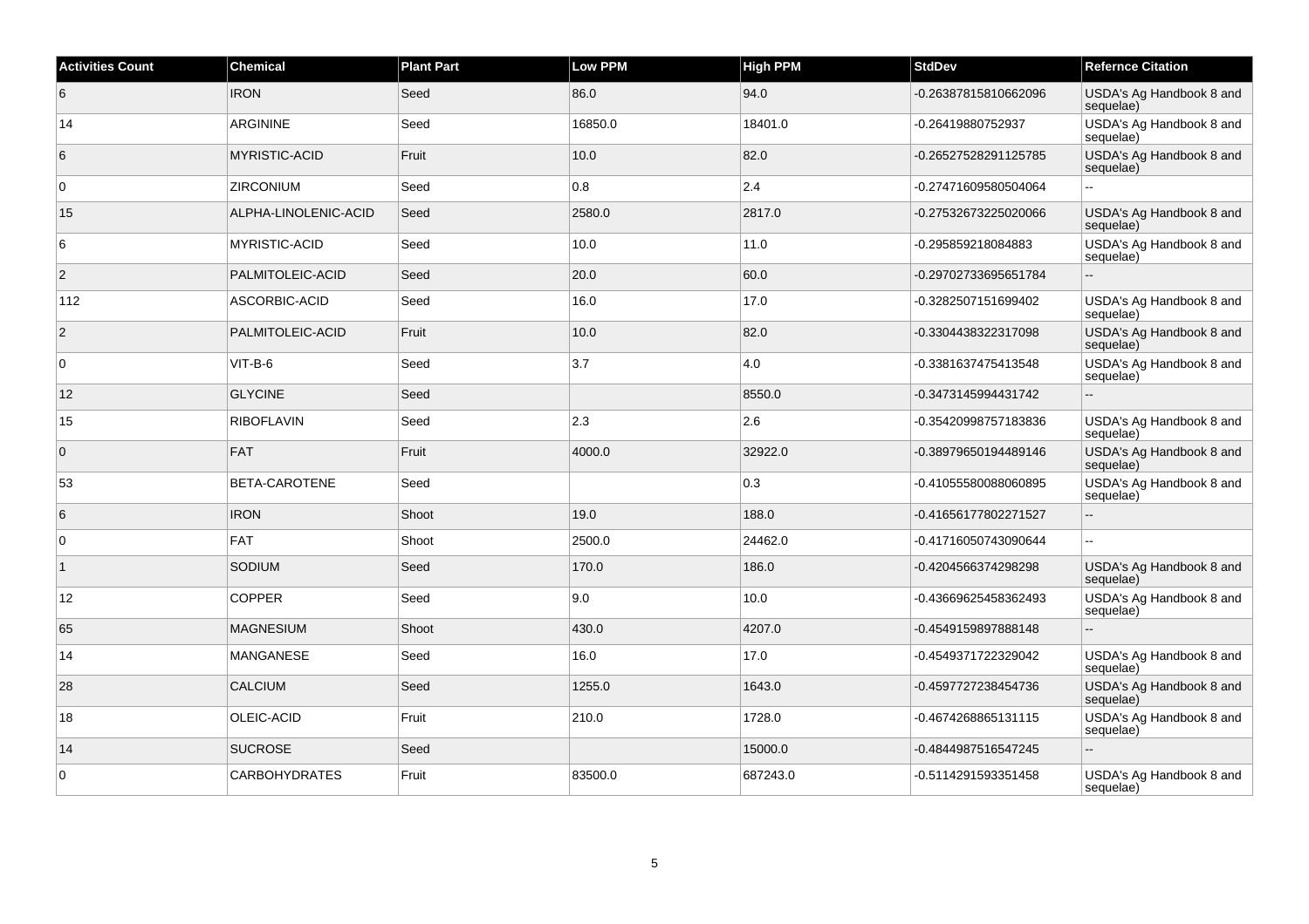| Activities Count | Chemical | Plant Part | Low PPM | High PPM | StdDev | Refernce Citation |
|---|---|---|---|---|---|---|
| 6 | IRON | Seed | 86.0 | 94.0 | -0.26387815810662096 | USDA's Ag Handbook 8 and sequelae) |
| 14 | ARGININE | Seed | 16850.0 | 18401.0 | -0.26419880752937 | USDA's Ag Handbook 8 and sequelae) |
| 6 | MYRISTIC-ACID | Fruit | 10.0 | 82.0 | -0.26527528291125785 | USDA's Ag Handbook 8 and sequelae) |
| 0 | ZIRCONIUM | Seed | 0.8 | 2.4 | -0.27471609580504064 | -- |
| 15 | ALPHA-LINOLENIC-ACID | Seed | 2580.0 | 2817.0 | -0.27532673225020066 | USDA's Ag Handbook 8 and sequelae) |
| 6 | MYRISTIC-ACID | Seed | 10.0 | 11.0 | -0.295859218084883 | USDA's Ag Handbook 8 and sequelae) |
| 2 | PALMITOLEIC-ACID | Seed | 20.0 | 60.0 | -0.29702733695651784 | -- |
| 112 | ASCORBIC-ACID | Seed | 16.0 | 17.0 | -0.3282507151699402 | USDA's Ag Handbook 8 and sequelae) |
| 2 | PALMITOLEIC-ACID | Fruit | 10.0 | 82.0 | -0.3304438322317098 | USDA's Ag Handbook 8 and sequelae) |
| 0 | VIT-B-6 | Seed | 3.7 | 4.0 | -0.3381637475413548 | USDA's Ag Handbook 8 and sequelae) |
| 12 | GLYCINE | Seed | | 8550.0 | -0.3473145994431742 | -- |
| 15 | RIBOFLAVIN | Seed | 2.3 | 2.6 | -0.35420998757183836 | USDA's Ag Handbook 8 and sequelae) |
| 0 | FAT | Fruit | 4000.0 | 32922.0 | -0.38979650194489146 | USDA's Ag Handbook 8 and sequelae) |
| 53 | BETA-CAROTENE | Seed | | 0.3 | -0.41055580088060895 | USDA's Ag Handbook 8 and sequelae) |
| 6 | IRON | Shoot | 19.0 | 188.0 | -0.41656177802271527 | -- |
| 0 | FAT | Shoot | 2500.0 | 24462.0 | -0.41716050743090644 | -- |
| 1 | SODIUM | Seed | 170.0 | 186.0 | -0.4204566374298298 | USDA's Ag Handbook 8 and sequelae) |
| 12 | COPPER | Seed | 9.0 | 10.0 | -0.43669625458362493 | USDA's Ag Handbook 8 and sequelae) |
| 65 | MAGNESIUM | Shoot | 430.0 | 4207.0 | -0.4549159897888148 | -- |
| 14 | MANGANESE | Seed | 16.0 | 17.0 | -0.4549371722329042 | USDA's Ag Handbook 8 and sequelae) |
| 28 | CALCIUM | Seed | 1255.0 | 1643.0 | -0.4597727238454736 | USDA's Ag Handbook 8 and sequelae) |
| 18 | OLEIC-ACID | Fruit | 210.0 | 1728.0 | -0.4674268865131115 | USDA's Ag Handbook 8 and sequelae) |
| 14 | SUCROSE | Seed | | 15000.0 | -0.4844987516547245 | -- |
| 0 | CARBOHYDRATES | Fruit | 83500.0 | 687243.0 | -0.5114291593351458 | USDA's Ag Handbook 8 and sequelae) |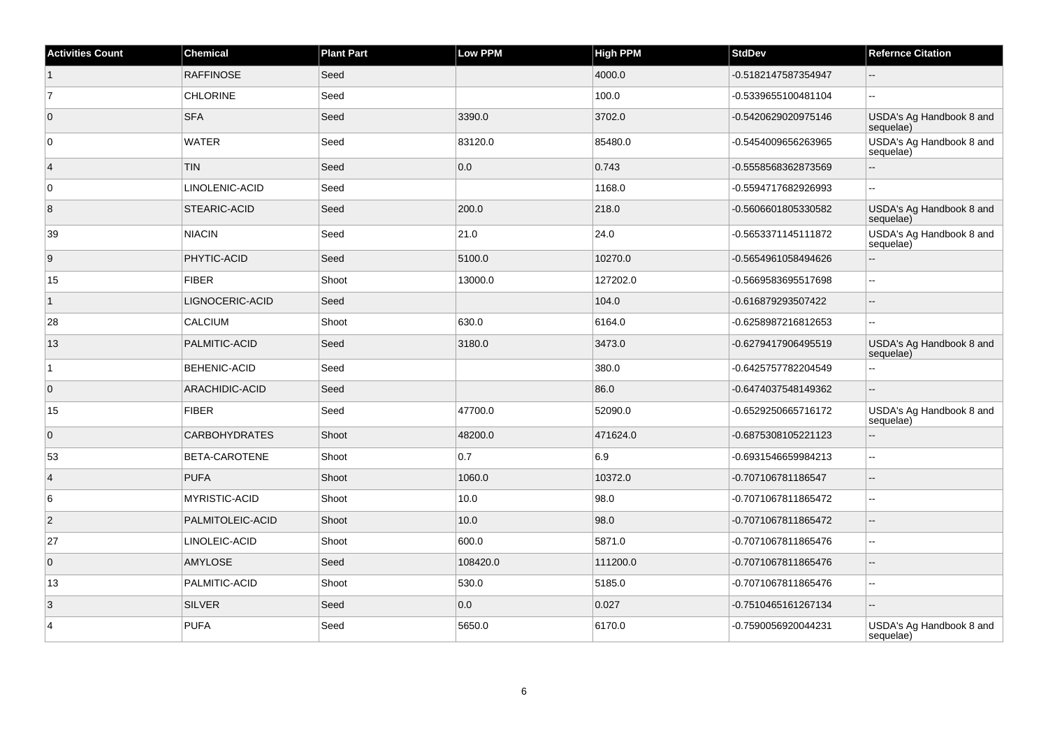| Activities Count | Chemical | Plant Part | Low PPM | High PPM | StdDev | Refernce Citation |
|---|---|---|---|---|---|---|
| 1 | RAFFINOSE | Seed | | 4000.0 | -0.5182147587354947 | -- |
| 7 | CHLORINE | Seed | | 100.0 | -0.5339655100481104 | -- |
| 0 | SFA | Seed | 3390.0 | 3702.0 | -0.5420629020975146 | USDA's Ag Handbook 8 and sequelae) |
| 0 | WATER | Seed | 83120.0 | 85480.0 | -0.5454009656263965 | USDA's Ag Handbook 8 and sequelae) |
| 4 | TIN | Seed | 0.0 | 0.743 | -0.5558568362873569 | -- |
| 0 | LINOLENIC-ACID | Seed | | 1168.0 | -0.5594717682926993 | -- |
| 8 | STEARIC-ACID | Seed | 200.0 | 218.0 | -0.5606601805330582 | USDA's Ag Handbook 8 and sequelae) |
| 39 | NIACIN | Seed | 21.0 | 24.0 | -0.5653371145111872 | USDA's Ag Handbook 8 and sequelae) |
| 9 | PHYTIC-ACID | Seed | 5100.0 | 10270.0 | -0.5654961058494626 | -- |
| 15 | FIBER | Shoot | 13000.0 | 127202.0 | -0.5669583695517698 | -- |
| 1 | LIGNOCERIC-ACID | Seed | | 104.0 | -0.616879293507422 | -- |
| 28 | CALCIUM | Shoot | 630.0 | 6164.0 | -0.6258987216812653 | -- |
| 13 | PALMITIC-ACID | Seed | 3180.0 | 3473.0 | -0.6279417906495519 | USDA's Ag Handbook 8 and sequelae) |
| 1 | BEHENIC-ACID | Seed | | 380.0 | -0.6425757782204549 | -- |
| 0 | ARACHIDIC-ACID | Seed | | 86.0 | -0.6474037548149362 | -- |
| 15 | FIBER | Seed | 47700.0 | 52090.0 | -0.6529250665716172 | USDA's Ag Handbook 8 and sequelae) |
| 0 | CARBOHYDRATES | Shoot | 48200.0 | 471624.0 | -0.6875308105221123 | -- |
| 53 | BETA-CAROTENE | Shoot | 0.7 | 6.9 | -0.6931546659984213 | -- |
| 4 | PUFA | Shoot | 1060.0 | 10372.0 | -0.707106781186547 | -- |
| 6 | MYRISTIC-ACID | Shoot | 10.0 | 98.0 | -0.7071067811865472 | -- |
| 2 | PALMITOLEIC-ACID | Shoot | 10.0 | 98.0 | -0.7071067811865472 | -- |
| 27 | LINOLEIC-ACID | Shoot | 600.0 | 5871.0 | -0.7071067811865476 | -- |
| 0 | AMYLOSE | Seed | 108420.0 | 111200.0 | -0.7071067811865476 | -- |
| 13 | PALMITIC-ACID | Shoot | 530.0 | 5185.0 | -0.7071067811865476 | -- |
| 3 | SILVER | Seed | 0.0 | 0.027 | -0.7510465161267134 | -- |
| 4 | PUFA | Seed | 5650.0 | 6170.0 | -0.7590056920044231 | USDA's Ag Handbook 8 and sequelae) |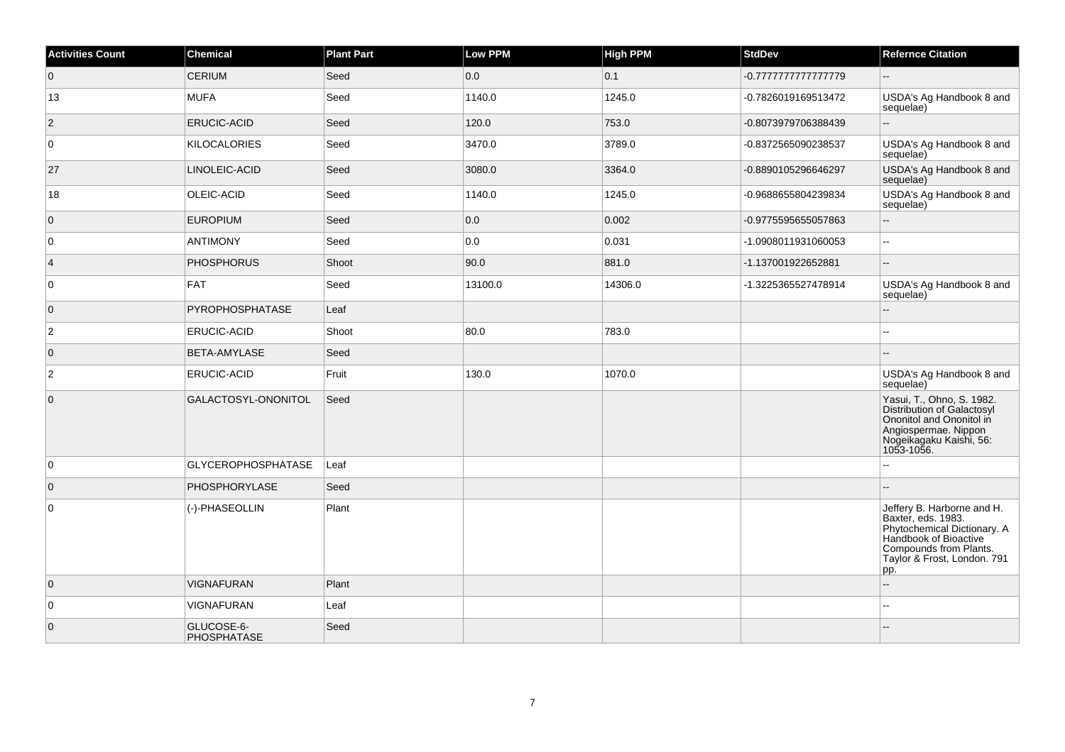| Activities Count | Chemical | Plant Part | Low PPM | High PPM | StdDev | Refernce Citation |
|---|---|---|---|---|---|---|
| 0 | CERIUM | Seed | 0.0 | 0.1 | -0.7777777777777779 | -- |
| 13 | MUFA | Seed | 1140.0 | 1245.0 | -0.7826019169513472 | USDA's Ag Handbook 8 and sequelae) |
| 2 | ERUCIC-ACID | Seed | 120.0 | 753.0 | -0.8073979706388439 | -- |
| 0 | KILOCALORIES | Seed | 3470.0 | 3789.0 | -0.8372565090238537 | USDA's Ag Handbook 8 and sequelae) |
| 27 | LINOLEIC-ACID | Seed | 3080.0 | 3364.0 | -0.8890105296646297 | USDA's Ag Handbook 8 and sequelae) |
| 18 | OLEIC-ACID | Seed | 1140.0 | 1245.0 | -0.9688655804239834 | USDA's Ag Handbook 8 and sequelae) |
| 0 | EUROPIUM | Seed | 0.0 | 0.002 | -0.9775595655057863 | -- |
| 0 | ANTIMONY | Seed | 0.0 | 0.031 | -1.0908011931060053 | -- |
| 4 | PHOSPHORUS | Shoot | 90.0 | 881.0 | -1.137001922652881 | -- |
| 0 | FAT | Seed | 13100.0 | 14306.0 | -1.3225365527478914 | USDA's Ag Handbook 8 and sequelae) |
| 0 | PYROPHOSPHATASE | Leaf | | | | -- |
| 2 | ERUCIC-ACID | Shoot | 80.0 | 783.0 | | -- |
| 0 | BETA-AMYLASE | Seed | | | | -- |
| 2 | ERUCIC-ACID | Fruit | 130.0 | 1070.0 | | USDA's Ag Handbook 8 and sequelae) |
| 0 | GALACTOSYL-ONONITOL | Seed | | | | Yasui, T., Ohno, S. 1982. Distribution of Galactosyl Ononitol and Ononitol in Angiospermae. Nippon Nogeikagaku Kaishi, 56: 1053-1056. |
| 0 | GLYCEROPHOSPHATASE | Leaf | | | | -- |
| 0 | PHOSPHORYLASE | Seed | | | | -- |
| 0 | (-)-PHASEOLLIN | Plant | | | | Jeffery B. Harborne and H. Baxter, eds. 1983. Phytochemical Dictionary. A Handbook of Bioactive Compounds from Plants. Taylor & Frost, London. 791 pp. |
| 0 | VIGNAFURAN | Plant | | | | -- |
| 0 | VIGNAFURAN | Leaf | | | | -- |
| 0 | GLUCOSE-6-PHOSPHATASE | Seed | | | | -- |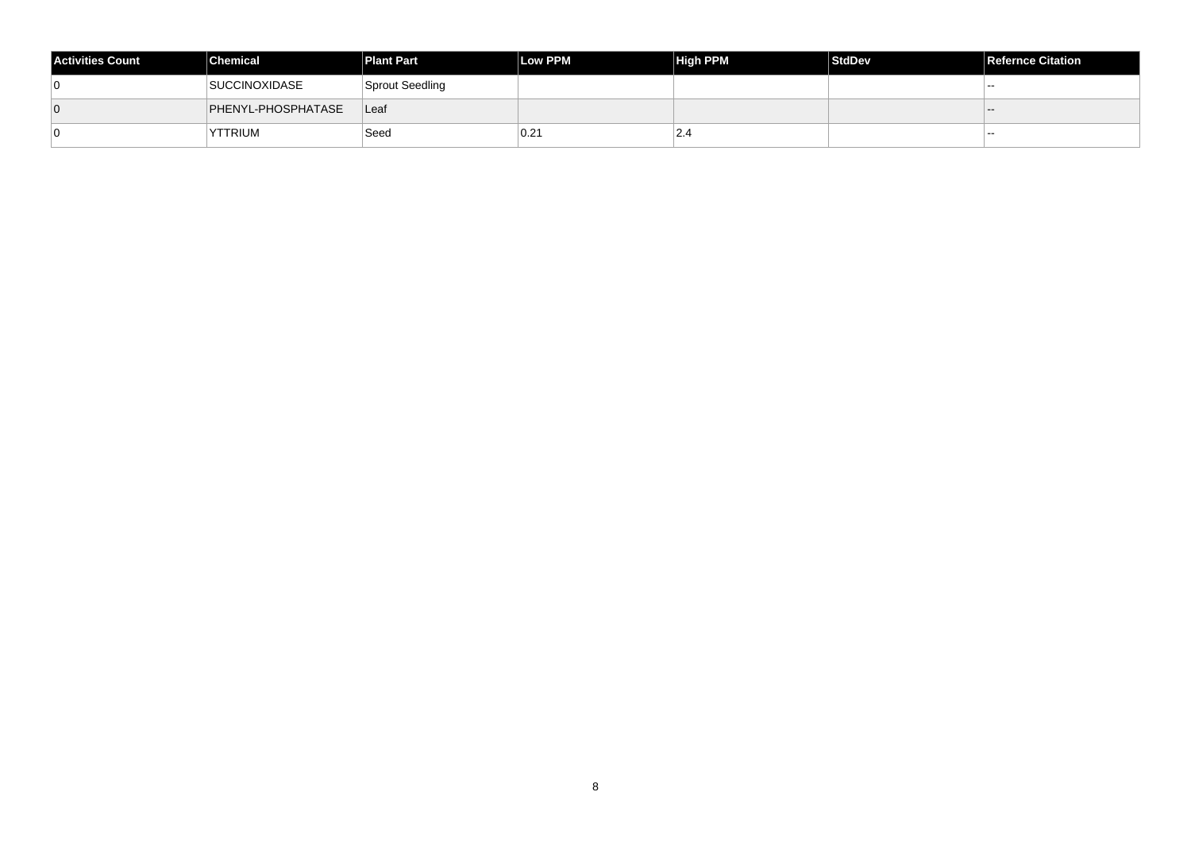| Activities Count | Chemical | Plant Part | Low PPM | High PPM | StdDev | Refernce Citation |
|---|---|---|---|---|---|---|
| 0 | SUCCINOXIDASE | Sprout Seedling | | | | -- |
| 0 | PHENYL-PHOSPHATASE | Leaf | | | | -- |
| 0 | YTTRIUM | Seed | 0.21 | 2.4 | | -- |